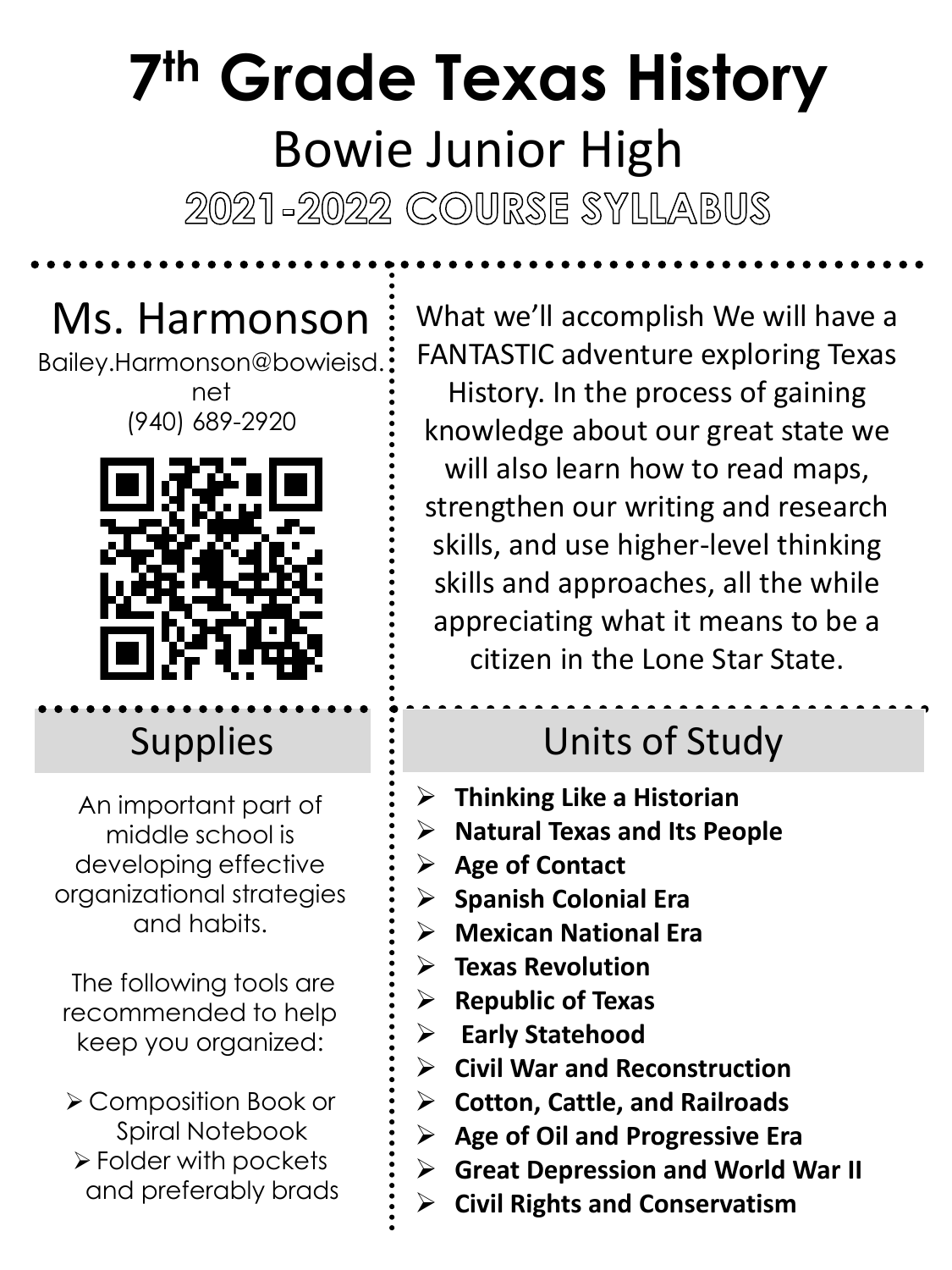# 7th Grade Texas History

## Bowie Junior High

## 2021-2022 COURSE SYLLABUS

## Ms. Harmonson

Bailey.Harmonson@bowieisd.net

(940) 689-2920

What we'll accomplish We will have a FANTASTIC adventure exploring Texas History. In the process of gaining knowledge about our great state we will also learn how to read maps, strengthen our writing and research skills, and use higher-level thinking skills and approaches, all the while appreciating what it means to be a citizen in the Lone Star State.

## Supplies

An important part of middle school is developing effective organizational strategies and habits.

The following tools are recommended to help keep you organized:

- Composition Book or Spiral Notebook
- Folder with pockets and preferably brads

## Units of Study

- **Thinking Like a Historian**
- **Natural Texas and Its People**
- **Age of Contact**
- **Spanish Colonial Era**
- **Mexican National Era**
- **Texas Revolution**
- **Republic of Texas**
- **Early Statehood**
- **Civil War and Reconstruction**
- **Cotton, Cattle, and Railroads**
- **Age of Oil and Progressive Era**
- **Great Depression and World War II**
- **Civil Rights and Conservatism**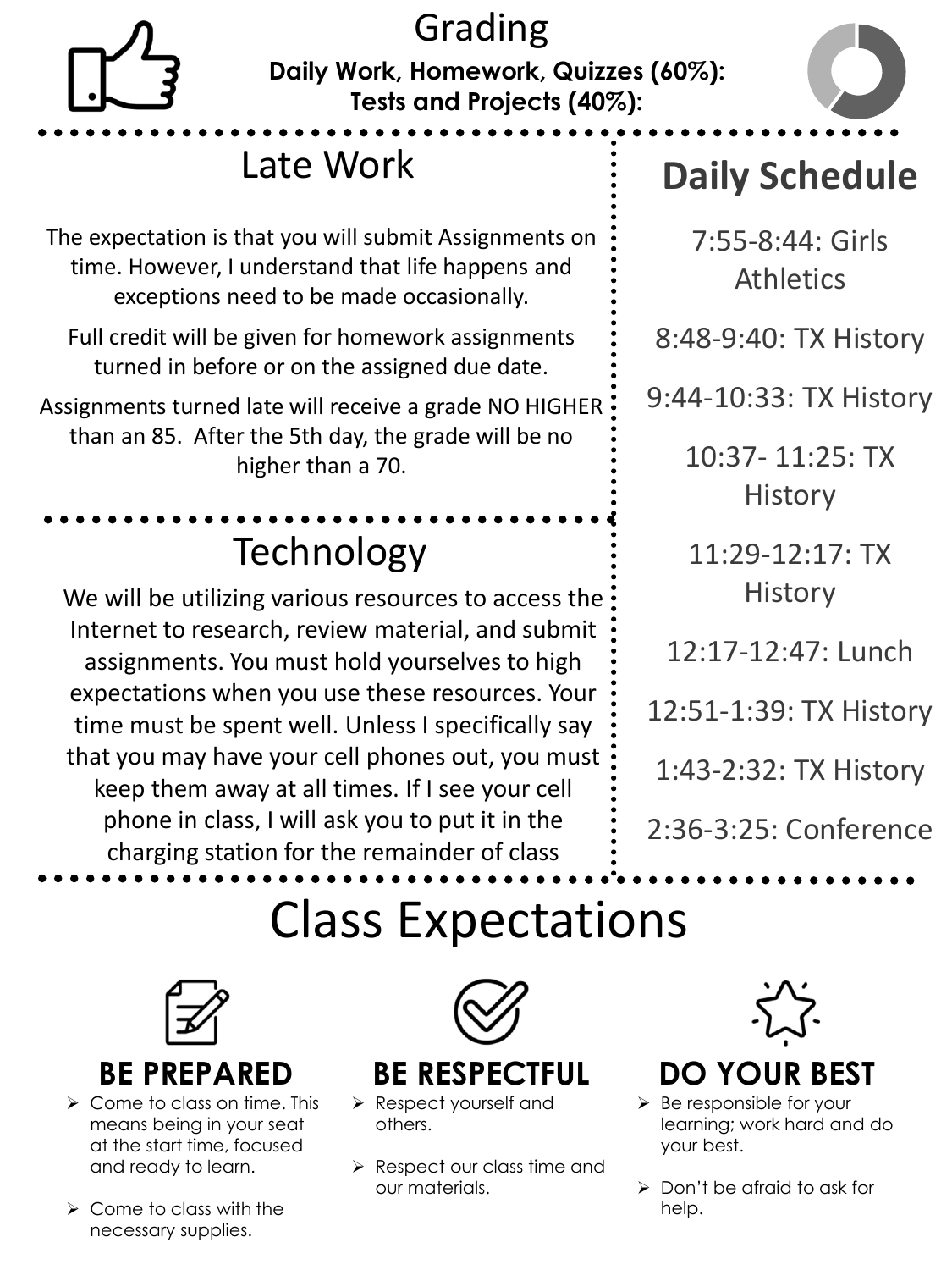# Grading

**Daily Work, Homework, Quizzes (60%):**
**Tests and Projects (40%):**

## Late Work

The expectation is that you will submit Assignments on time. However, I understand that life happens and exceptions need to be made occasionally.

Full credit will be given for homework assignments turned in before or on the assigned due date.

Assignments turned late will receive a grade NO HIGHER than an 85. After the 5th day, the grade will be no higher than a 70.

## Technology

We will be utilizing various resources to access the Internet to research, review material, and submit assignments. You must hold yourselves to high expectations when you use these resources. Your time must be spent well. Unless I specifically say that you may have your cell phones out, you must keep them away at all times. If I see your cell phone in class, I will ask you to put it in the charging station for the remainder of class

## Daily Schedule

7:55-8:44: Girls Athletics

8:48-9:40: TX History

9:44-10:33: TX History

10:37- 11:25: TX History

11:29-12:17: TX History

12:17-12:47: Lunch

12:51-1:39: TX History

1:43-2:32: TX History

2:36-3:25: Conference

# Class Expectations

### BE PREPARED

- Come to class on time. This means being in your seat at the start time, focused and ready to learn.
- Come to class with the necessary supplies.

### BE RESPECTFUL

- Respect yourself and others.
- Respect our class time and our materials.

### DO YOUR BEST

- Be responsible for your learning; work hard and do your best.
- Don't be afraid to ask for help.